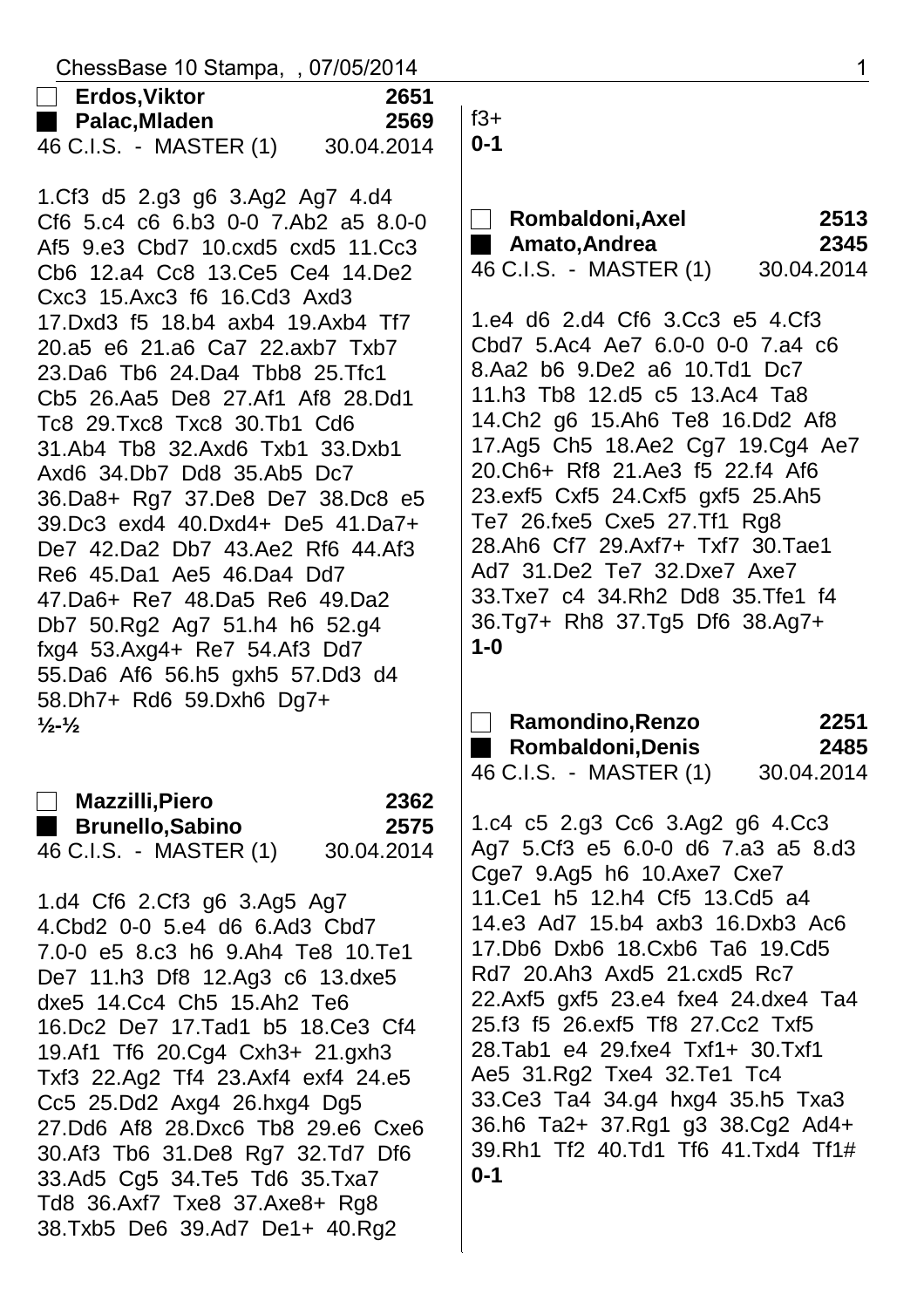**Erdos,Viktor** 2651
**Palac,Mladen** 2569
46 C.I.S. - MASTER (1) 30.04.2014

1.Cf3 d5 2.g3 g6 3.Ag2 Ag7 4.d4 Cf6 5.c4 c6 6.b3 0-0 7.Ab2 a5 8.0-0 Af5 9.e3 Cbd7 10.cxd5 cxd5 11.Cc3 Cb6 12.a4 Cc8 13.Ce5 Ce4 14.De2 Cxc3 15.Axc3 f6 16.Cd3 Axd3 17.Dxd3 f5 18.b4 axb4 19.Axb4 Tf7 20.a5 e6 21.a6 Ca7 22.axb7 Txb7 23.Da6 Tb6 24.Da4 Tbb8 25.Tfc1 Cb5 26.Aa5 De8 27.Af1 Af8 28.Dd1 Tc8 29.Txc8 Txc8 30.Tb1 Cd6 31.Ab4 Tb8 32.Axd6 Txb1 33.Dxb1 Axd6 34.Db7 Dd8 35.Ab5 Dc7 36.Da8+ Rg7 37.De8 De7 38.Dc8 e5 39.Dc3 exd4 40.Dxd4+ De5 41.Da7+ De7 42.Da2 Db7 43.Ae2 Rf6 44.Af3 Re6 45.Da1 Ae5 46.Da4 Dd7 47.Da6+ Re7 48.Da5 Re6 49.Da2 Db7 50.Rg2 Ag7 51.h4 h6 52.g4 fxg4 53.Axg4+ Re7 54.Af3 Dd7 55.Da6 Af6 56.h5 gxh5 57.Dd3 d4 58.Dh7+ Rd6 59.Dxh6 Dg7+
**½-½**

**Mazzilli,Piero** 2362
**Brunello,Sabino** 2575
46 C.I.S. - MASTER (1) 30.04.2014

1.d4 Cf6 2.Cf3 g6 3.Ag5 Ag7 4.Cbd2 0-0 5.e4 d6 6.Ad3 Cbd7 7.0-0 e5 8.c3 h6 9.Ah4 Te8 10.Te1 De7 11.h3 Df8 12.Ag3 c6 13.dxe5 dxe5 14.Cc4 Ch5 15.Ah2 Te6 16.Dc2 De7 17.Tad1 b5 18.Ce3 Cf4 19.Af1 Tf6 20.Cg4 Cxh3+ 21.gxh3 Txf3 22.Ag2 Tf4 23.Axf4 exf4 24.e5 Cc5 25.Dd2 Axg4 26.hxg4 Dg5 27.Dd6 Af8 28.Dxc6 Tb8 29.e6 Cxe6 30.Af3 Tb6 31.De8 Rg7 32.Td7 Df6 33.Ad5 Cg5 34.Te5 Td6 35.Txa7 Td8 36.Axf7 Txe8 37.Axe8+ Rg8 38.Txb5 De6 39.Ad7 De1+ 40.Rg2 f3+
**0-1**

**Rombaldoni,Axel** 2513
**Amato,Andrea** 2345
46 C.I.S. - MASTER (1) 30.04.2014

1.e4 d6 2.d4 Cf6 3.Cc3 e5 4.Cf3 Cbd7 5.Ac4 Ae7 6.0-0 0-0 7.a4 c6 8.Aa2 b6 9.De2 a6 10.Td1 Dc7 11.h3 Tb8 12.d5 c5 13.Ac4 Ta8 14.Ch2 g6 15.Ah6 Te8 16.Dd2 Af8 17.Ag5 Ch5 18.Ae2 Cg7 19.Cg4 Ae7 20.Ch6+ Rf8 21.Ae3 f5 22.f4 Af6 23.exf5 Cxf5 24.Cxf5 gxf5 25.Ah5 Te7 26.fxe5 Cxe5 27.Tf1 Rg8 28.Ah6 Cf7 29.Axf7+ Txf7 30.Tae1 Ad7 31.De2 Te7 32.Dxe7 Axe7 33.Txe7 c4 34.Rh2 Dd8 35.Tfe1 f4 36.Tg7+ Rh8 37.Tg5 Df6 38.Ag7+
**1-0**

**Ramondino,Renzo** 2251
**Rombaldoni,Denis** 2485
46 C.I.S. - MASTER (1) 30.04.2014

1.c4 c5 2.g3 Cc6 3.Ag2 g6 4.Cc3 Ag7 5.Cf3 e5 6.0-0 d6 7.a3 a5 8.d3 Cge7 9.Ag5 h6 10.Axe7 Cxe7 11.Ce1 h5 12.h4 Cf5 13.Cd5 a4 14.e3 Ad7 15.b4 axb3 16.Dxb3 Ac6 17.Db6 Dxb6 18.Cxb6 Ta6 19.Cd5 Rd7 20.Ah3 Axd5 21.cxd5 Rc7 22.Axf5 gxf5 23.e4 fxe4 24.dxe4 Ta4 25.f3 f5 26.exf5 Tf8 27.Cc2 Txf5 28.Tab1 e4 29.fxe4 Txf1+ 30.Txf1 Ae5 31.Rg2 Txe4 32.Te1 Tc4 33.Ce3 Ta4 34.g4 hxg4 35.h5 Txa3 36.h6 Ta2+ 37.Rg1 g3 38.Cg2 Ad4+ 39.Rh1 Tf2 40.Td1 Tf6 41.Txd4 Tf1#
**0-1**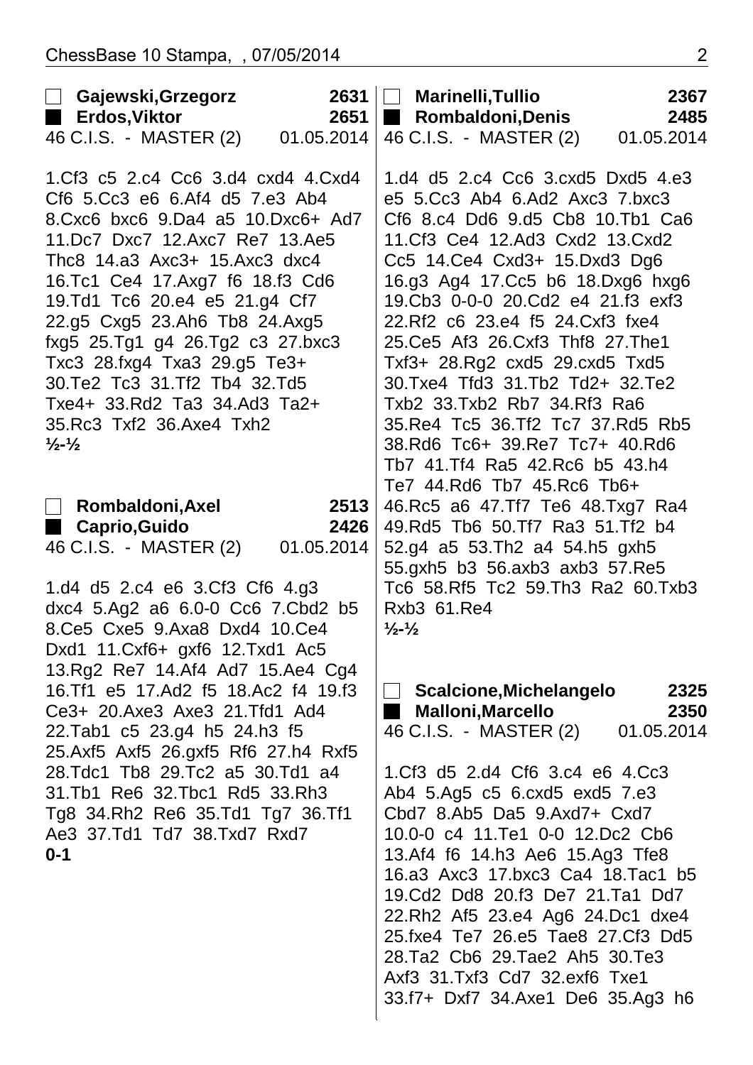**Gajewski,Grzegorz** **2631**
**Erdos,Viktor** **2651**
46 C.I.S. - MASTER (2) 01.05.2014

1.Cf3 c5 2.c4 Cc6 3.d4 cxd4 4.Cxd4 Cf6 5.Cc3 e6 6.Af4 d5 7.e3 Ab4 8.Cxc6 bxc6 9.Da4 a5 10.Dxc6+ Ad7 11.Dc7 Dxc7 12.Axc7 Re7 13.Ae5 Thc8 14.a3 Axc3+ 15.Axc3 dxc4 16.Tc1 Ce4 17.Axg7 f6 18.f3 Cd6 19.Td1 Tc6 20.e4 e5 21.g4 Cf7 22.g5 Cxg5 23.Ah6 Tb8 24.Axg5 fxg5 25.Tg1 g4 26.Tg2 c3 27.bxc3 Txc3 28.fxg4 Txa3 29.g5 Te3+ 30.Te2 Tc3 31.Tf2 Tb4 32.Td5 Txe4+ 33.Rd2 Ta3 34.Ad3 Ta2+ 35.Rc3 Txf2 36.Axe4 Txh2
**½-½**

**Rombaldoni,Axel** **2513**
**Caprio,Guido** **2426**
46 C.I.S. - MASTER (2) 01.05.2014

1.d4 d5 2.c4 e6 3.Cf3 Cf6 4.g3 dxc4 5.Ag2 a6 6.0-0 Cc6 7.Cbd2 b5 8.Ce5 Cxe5 9.Axa8 Dxd4 10.Ce4 Dxd1 11.Cxf6+ gxf6 12.Txd1 Ac5 13.Rg2 Re7 14.Af4 Ad7 15.Ae4 Cg4 16.Tf1 e5 17.Ad2 f5 18.Ac2 f4 19.f3 Ce3+ 20.Axe3 Axe3 21.Tfd1 Ad4 22.Tab1 c5 23.g4 h5 24.h3 f5 25.Axf5 Axf5 26.gxf5 Rf6 27.h4 Rxf5 28.Tdc1 Tb8 29.Tc2 a5 30.Td1 a4 31.Tb1 Re6 32.Tbc1 Rd5 33.Rh3 Tg8 34.Rh2 Re6 35.Td1 Tg7 36.Tf1 Ae3 37.Td1 Td7 38.Txd7 Rxd7
**0-1**

**Marinelli,Tullio** **2367**
**Rombaldoni,Denis** **2485**
46 C.I.S. - MASTER (2) 01.05.2014

1.d4 d5 2.c4 Cc6 3.cxd5 Dxd5 4.e3 e5 5.Cc3 Ab4 6.Ad2 Axc3 7.bxc3 Cf6 8.c4 Dd6 9.d5 Cb8 10.Tb1 Ca6 11.Cf3 Ce4 12.Ad3 Cxd2 13.Cxd2 Cc5 14.Ce4 Cxd3+ 15.Dxd3 Dg6 16.g3 Ag4 17.Cc5 b6 18.Dxg6 hxg6 19.Cb3 0-0-0 20.Cd2 e4 21.f3 exf3 22.Rf2 c6 23.e4 f5 24.Cxf3 fxe4 25.Ce5 Af3 26.Cxf3 Thf8 27.The1 Txf3+ 28.Rg2 cxd5 29.cxd5 Txd5 30.Txe4 Tfd3 31.Tb2 Td2+ 32.Te2 Txb2 33.Txb2 Rb7 34.Rf3 Ra6 35.Re4 Tc5 36.Tf2 Tc7 37.Rd5 Rb5 38.Rd6 Tc6+ 39.Re7 Tc7+ 40.Rd6 Tb7 41.Tf4 Ra5 42.Rc6 b5 43.h4 Te7 44.Rd6 Tb7 45.Rc6 Tb6+ 46.Rc5 a6 47.Tf7 Te6 48.Txg7 Ra4 49.Rd5 Tb6 50.Tf7 Ra3 51.Tf2 b4 52.g4 a5 53.Th2 a4 54.h5 gxh5 55.gxh5 b3 56.axb3 axb3 57.Re5 Tc6 58.Rf5 Tc2 59.Th3 Ra2 60.Txb3 Rxb3 61.Re4
**½-½**

**Scalcione,Michelangelo** **2325**
**Malloni,Marcello** **2350**
46 C.I.S. - MASTER (2) 01.05.2014

1.Cf3 d5 2.d4 Cf6 3.c4 e6 4.Cc3 Ab4 5.Ag5 c5 6.cxd5 exd5 7.e3 Cbd7 8.Ab5 Da5 9.Axd7+ Cxd7 10.0-0 c4 11.Te1 0-0 12.Dc2 Cb6 13.Af4 f6 14.h3 Ae6 15.Ag3 Tfe8 16.a3 Axc3 17.bxc3 Ca4 18.Tac1 b5 19.Cd2 Dd8 20.f3 De7 21.Ta1 Dd7 22.Rh2 Af5 23.e4 Ag6 24.Dc1 dxe4 25.fxe4 Te7 26.e5 Tae8 27.Cf3 Dd5 28.Ta2 Cb6 29.Tae2 Ah5 30.Te3 Axf3 31.Txf3 Cd7 32.exf6 Txe1 33.f7+ Dxf7 34.Axe1 De6 35.Ag3 h6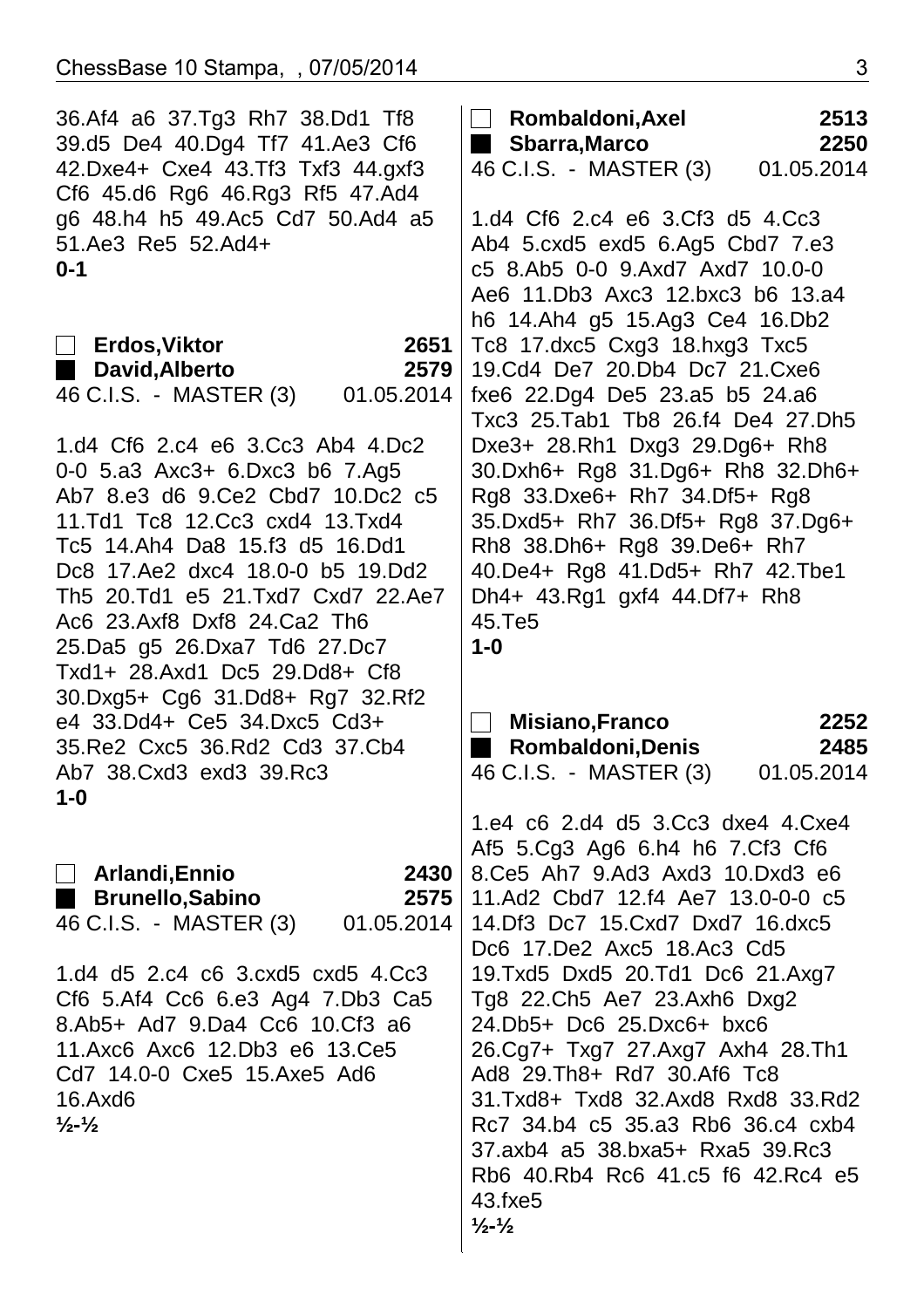36.Af4 a6 37.Tg3 Rh7 38.Dd1 Tf8 39.d5 De4 40.Dg4 Tf7 41.Ae3 Cf6 42.Dxe4+ Cxe4 43.Tf3 Txf3 44.gxf3 Cf6 45.d6 Rg6 46.Rg3 Rf5 47.Ad4 g6 48.h4 h5 49.Ac5 Cd7 50.Ad4 a5 51.Ae3 Re5 52.Ad4+

**0-1**

□ **Erdos,Viktor** **2651**
■ **David,Alberto** **2579**
46 C.I.S. - MASTER (3) 01.05.2014

1.d4 Cf6 2.c4 e6 3.Cc3 Ab4 4.Dc2 0-0 5.a3 Axc3+ 6.Dxc3 b6 7.Ag5 Ab7 8.e3 d6 9.Ce2 Cbd7 10.Dc2 c5 11.Td1 Tc8 12.Cc3 cxd4 13.Txd4 Tc5 14.Ah4 Da8 15.f3 d5 16.Dd1 Dc8 17.Ae2 dxc4 18.0-0 b5 19.Dd2 Th5 20.Td1 e5 21.Txd7 Cxd7 22.Ae7 Ac6 23.Axf8 Dxf8 24.Ca2 Th6 25.Da5 g5 26.Dxa7 Td6 27.Dc7 Txd1+ 28.Axd1 Dc5 29.Dd8+ Cf8 30.Dxg5+ Cg6 31.Dd8+ Rg7 32.Rf2 e4 33.Dd4+ Ce5 34.Dxc5 Cd3+ 35.Re2 Cxc5 36.Rd2 Cd3 37.Cb4 Ab7 38.Cxd3 exd3 39.Rc3

**1-0**

□ **Arlandi,Ennio** **2430**
■ **Brunello,Sabino** **2575**
46 C.I.S. - MASTER (3) 01.05.2014

1.d4 d5 2.c4 c6 3.cxd5 cxd5 4.Cc3 Cf6 5.Af4 Cc6 6.e3 Ag4 7.Db3 Ca5 8.Ab5+ Ad7 9.Da4 Cc6 10.Cf3 a6 11.Axc6 Axc6 12.Db3 e6 13.Ce5 Cd7 14.0-0 Cxe5 15.Axe5 Ad6 16.Axd6

**½-½**

□ **Rombaldoni,Axel** **2513**
■ **Sbarra,Marco** **2250**
46 C.I.S. - MASTER (3) 01.05.2014

1.d4 Cf6 2.c4 e6 3.Cf3 d5 4.Cc3 Ab4 5.cxd5 exd5 6.Ag5 Cbd7 7.e3 c5 8.Ab5 0-0 9.Axd7 Axd7 10.0-0 Ae6 11.Db3 Axc3 12.bxc3 b6 13.a4 h6 14.Ah4 g5 15.Ag3 Ce4 16.Db2 Tc8 17.dxc5 Cxg3 18.hxg3 Txc5 19.Cd4 De7 20.Db4 Dc7 21.Cxe6 fxe6 22.Dg4 De5 23.a5 b5 24.a6 Txc3 25.Tab1 Tb8 26.f4 De4 27.Dh5 Dxe3+ 28.Rh1 Dxg3 29.Dg6+ Rh8 30.Dxh6+ Rg8 31.Dg6+ Rh8 32.Dh6+ Rg8 33.Dxe6+ Rh7 34.Df5+ Rg8 35.Dxd5+ Rh7 36.Df5+ Rg8 37.Dg6+ Rh8 38.Dh6+ Rg8 39.De6+ Rh7 40.De4+ Rg8 41.Dd5+ Rh7 42.Tbe1 Dh4+ 43.Rg1 gxf4 44.Df7+ Rh8 45.Te5

**1-0**

□ **Misiano,Franco** **2252**
■ **Rombaldoni,Denis** **2485**
46 C.I.S. - MASTER (3) 01.05.2014

1.e4 c6 2.d4 d5 3.Cc3 dxe4 4.Cxe4 Af5 5.Cg3 Ag6 6.h4 h6 7.Cf3 Cf6 8.Ce5 Ah7 9.Ad3 Axd3 10.Dxd3 e6 11.Ad2 Cbd7 12.f4 Ae7 13.0-0-0 c5 14.Df3 Dc7 15.Cxd7 Dxd7 16.dxc5 Dc6 17.De2 Axc5 18.Ac3 Cd5 19.Txd5 Dxd5 20.Td1 Dc6 21.Axg7 Tg8 22.Ch5 Ae7 23.Axh6 Dxg2 24.Db5+ Dc6 25.Dxc6+ bxc6 26.Cg7+ Txg7 27.Axg7 Axh4 28.Th1 Ad8 29.Th8+ Rd7 30.Af6 Tc8 31.Txd8+ Txd8 32.Axd8 Rxd8 33.Rd2 Rc7 34.b4 c5 35.a3 Rb6 36.c4 cxb4 37.axb4 a5 38.bxa5+ Rxa5 39.Rc3 Rb6 40.Rb4 Rc6 41.c5 f6 42.Rc4 e5 43.fxe5

**½-½**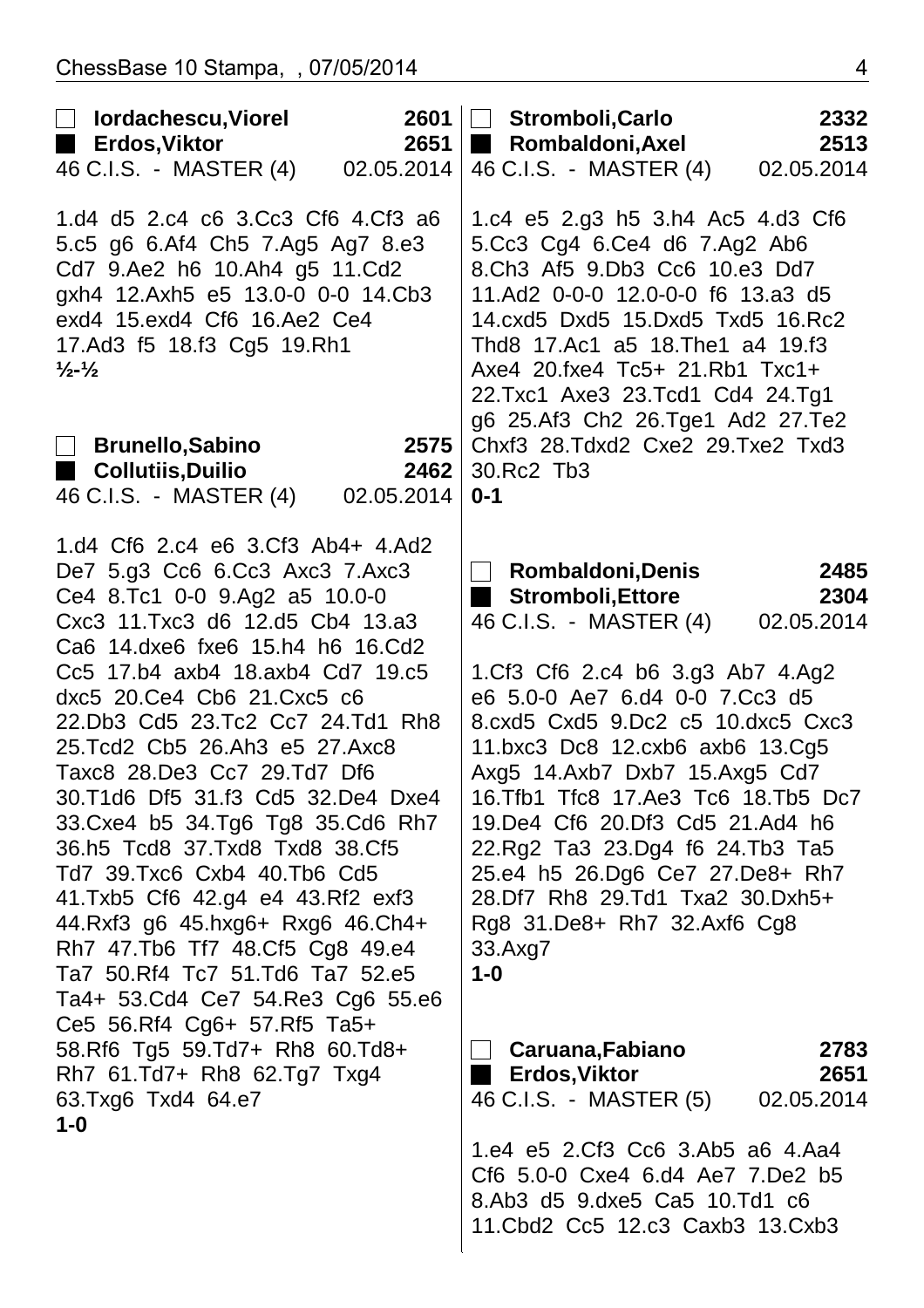**Iordachescu,Viorel** **2601**
**Erdos,Viktor** **2651**
46 C.I.S. - MASTER (4) 02.05.2014

1.d4 d5 2.c4 c6 3.Cc3 Cf6 4.Cf3 a6 5.c5 g6 6.Af4 Ch5 7.Ag5 Ag7 8.e3 Cd7 9.Ae2 h6 10.Ah4 g5 11.Cd2 gxh4 12.Axh5 e5 13.0-0 0-0 14.Cb3 exd4 15.exd4 Cf6 16.Ae2 Ce4 17.Ad3 f5 18.f3 Cg5 19.Rh1
**½-½**

**Brunello,Sabino** **2575**
**Collutiis,Duilio** **2462**
46 C.I.S. - MASTER (4) 02.05.2014

1.d4 Cf6 2.c4 e6 3.Cf3 Ab4+ 4.Ad2 De7 5.g3 Cc6 6.Cc3 Axc3 7.Axc3 Ce4 8.Tc1 0-0 9.Ag2 a5 10.0-0 Cxc3 11.Txc3 d6 12.d5 Cb4 13.a3 Ca6 14.dxe6 fxe6 15.h4 h6 16.Cd2 Cc5 17.b4 axb4 18.axb4 Cd7 19.c5 dxc5 20.Ce4 Cb6 21.Cxc5 c6 22.Db3 Cd5 23.Tc2 Cc7 24.Td1 Rh8 25.Tcd2 Cb5 26.Ah3 e5 27.Axc8 Taxc8 28.De3 Cc7 29.Td7 Df6 30.T1d6 Df5 31.f3 Cd5 32.De4 Dxe4 33.Cxe4 b5 34.Tg6 Tg8 35.Cd6 Rh7 36.h5 Tcd8 37.Txd8 Txd8 38.Cf5 Td7 39.Txc6 Cxb4 40.Tb6 Cd5 41.Txb5 Cf6 42.g4 e4 43.Rf2 exf3 44.Rxf3 g6 45.hxg6+ Rxg6 46.Ch4+ Rh7 47.Tb6 Tf7 48.Cf5 Cg8 49.e4 Ta7 50.Rf4 Tc7 51.Td6 Ta7 52.e5 Ta4+ 53.Cd4 Ce7 54.Re3 Cg6 55.e6 Ce5 56.Rf4 Cg6+ 57.Rf5 Ta5+ 58.Rf6 Tg5 59.Td7+ Rh8 60.Td8+ Rh7 61.Td7+ Rh8 62.Tg7 Txg4 63.Txg6 Txd4 64.e7
**1-0**

**Stromboli,Carlo** **2332**
**Rombaldoni,Axel** **2513**
46 C.I.S. - MASTER (4) 02.05.2014

1.c4 e5 2.g3 h5 3.h4 Ac5 4.d3 Cf6 5.Cc3 Cg4 6.Ce4 d6 7.Ag2 Ab6 8.Ch3 Af5 9.Db3 Cc6 10.e3 Dd7 11.Ad2 0-0-0 12.0-0-0 f6 13.a3 d5 14.cxd5 Dxd5 15.Dxd5 Txd5 16.Rc2 Thd8 17.Ac1 a5 18.The1 a4 19.f3 Axe4 20.fxe4 Tc5+ 21.Rb1 Txc1+ 22.Txc1 Axe3 23.Tcd1 Cd4 24.Tg1 g6 25.Af3 Ch2 26.Tge1 Ad2 27.Te2 Chxf3 28.Tdxd2 Cxe2 29.Txe2 Txd3 30.Rc2 Tb3
**0-1**

**Rombaldoni,Denis** **2485**
**Stromboli,Ettore** **2304**
46 C.I.S. - MASTER (4) 02.05.2014

1.Cf3 Cf6 2.c4 b6 3.g3 Ab7 4.Ag2 e6 5.0-0 Ae7 6.d4 0-0 7.Cc3 d5 8.cxd5 Cxd5 9.Dc2 c5 10.dxc5 Cxc3 11.bxc3 Dc8 12.cxb6 axb6 13.Cg5 Axg5 14.Axb7 Dxb7 15.Axg5 Cd7 16.Tfb1 Tfc8 17.Ae3 Tc6 18.Tb5 Dc7 19.De4 Cf6 20.Df3 Cd5 21.Ad4 h6 22.Rg2 Ta3 23.Dg4 f6 24.Tb3 Ta5 25.e4 h5 26.Dg6 Ce7 27.De8+ Rh7 28.Df7 Rh8 29.Td1 Txa2 30.Dxh5+ Rg8 31.De8+ Rh7 32.Axf6 Cg8 33.Axg7
**1-0**

**Caruana,Fabiano** **2783**
**Erdos,Viktor** **2651**
46 C.I.S. - MASTER (5) 02.05.2014

1.e4 e5 2.Cf3 Cc6 3.Ab5 a6 4.Aa4 Cf6 5.0-0 Cxe4 6.d4 Ae7 7.De2 b5 8.Ab3 d5 9.dxe5 Ca5 10.Td1 c6 11.Cbd2 Cc5 12.c3 Caxb3 13.Cxb3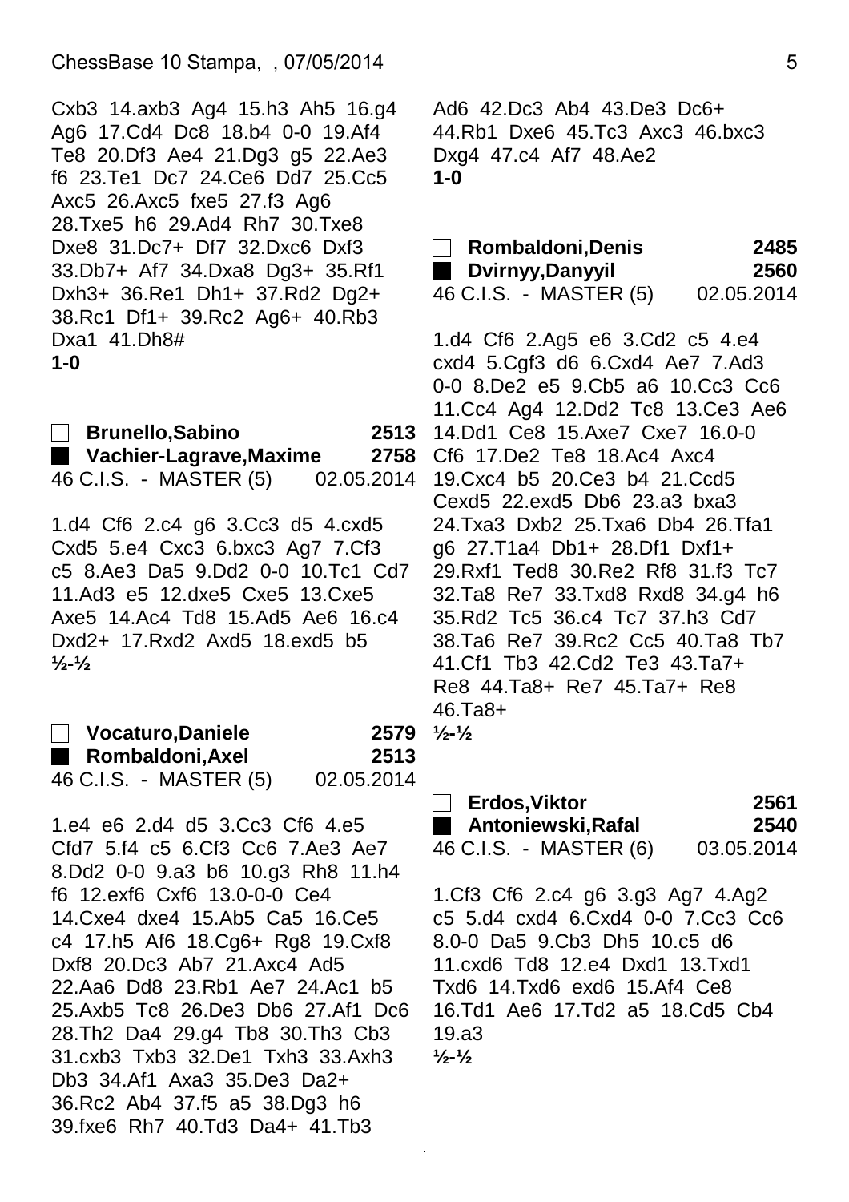Cxb3 14.axb3 Ag4 15.h3 Ah5 16.g4 Ag6 17.Cd4 Dc8 18.b4 0-0 19.Af4 Te8 20.Df3 Ae4 21.Dg3 g5 22.Ae3 f6 23.Te1 Dc7 24.Ce6 Dd7 25.Cc5 Axc5 26.Axc5 fxe5 27.f3 Ag6 28.Txe5 h6 29.Ad4 Rh7 30.Txe8 Dxe8 31.Dc7+ Df7 32.Dxc6 Dxf3 33.Db7+ Af7 34.Dxa8 Dg3+ 35.Rf1 Dxh3+ 36.Re1 Dh1+ 37.Rd2 Dg2+ 38.Rc1 Df1+ 39.Rc2 Ag6+ 40.Rb3 Dxa1 41.Dh8#
**1-0**

☐ **Brunello,Sabino** **2513**
■ **Vachier-Lagrave,Maxime** **2758**
46 C.I.S. - MASTER (5) 02.05.2014

1.d4 Cf6 2.c4 g6 3.Cc3 d5 4.cxd5 Cxd5 5.e4 Cxc3 6.bxc3 Ag7 7.Cf3 c5 8.Ae3 Da5 9.Dd2 0-0 10.Tc1 Cd7 11.Ad3 e5 12.dxe5 Cxe5 13.Cxe5 Axe5 14.Ac4 Td8 15.Ad5 Ae6 16.c4 Dxd2+ 17.Rxd2 Axd5 18.exd5 b5
**½-½**

☐ **Vocaturo,Daniele** **2579**
■ **Rombaldoni,Axel** **2513**
46 C.I.S. - MASTER (5) 02.05.2014

1.e4 e6 2.d4 d5 3.Cc3 Cf6 4.e5 Cfd7 5.f4 c5 6.Cf3 Cc6 7.Ae3 Ae7 8.Dd2 0-0 9.a3 b6 10.g3 Rh8 11.h4 f6 12.exf6 Cxf6 13.0-0-0 Ce4 14.Cxe4 dxe4 15.Ab5 Ca5 16.Ce5 c4 17.h5 Af6 18.Cg6+ Rg8 19.Cxf8 Dxf8 20.Dc3 Ab7 21.Axc4 Ad5 22.Aa6 Dd8 23.Rb1 Ae7 24.Ac1 b5 25.Axb5 Tc8 26.De3 Db6 27.Af1 Dc6 28.Th2 Da4 29.g4 Tb8 30.Th3 Cb3 31.cxb3 Txb3 32.De1 Txh3 33.Axh3 Db3 34.Af1 Axa3 35.De3 Da2+ 36.Rc2 Ab4 37.f5 a5 38.Dg3 h6 39.fxe6 Rh7 40.Td3 Da4+ 41.Tb3 Ad6 42.Dc3 Ab4 43.De3 Dc6+ 44.Rb1 Dxe6 45.Tc3 Axc3 46.bxc3 Dxg4 47.c4 Af7 48.Ae2
**1-0**

☐ **Rombaldoni,Denis** **2485**
■ **Dvirnyy,Danyyil** **2560**
46 C.I.S. - MASTER (5) 02.05.2014

1.d4 Cf6 2.Ag5 e6 3.Cd2 c5 4.e4 cxd4 5.Cgf3 d6 6.Cxd4 Ae7 7.Ad3 0-0 8.De2 e5 9.Cb5 a6 10.Cc3 Cc6 11.Cc4 Ag4 12.Dd2 Tc8 13.Ce3 Ae6 14.Dd1 Ce8 15.Axe7 Cxe7 16.0-0 Cf6 17.De2 Te8 18.Ac4 Axc4 19.Cxc4 b5 20.Ce3 b4 21.Ccd5 Cexd5 22.exd5 Db6 23.a3 bxa3 24.Txa3 Dxb2 25.Txa6 Db4 26.Tfa1 g6 27.T1a4 Db1+ 28.Df1 Dxf1+ 29.Rxf1 Ted8 30.Re2 Rf8 31.f3 Tc7 32.Ta8 Re7 33.Txd8 Rxd8 34.g4 h6 35.Rd2 Tc5 36.c4 Tc7 37.h3 Cd7 38.Ta6 Re7 39.Rc2 Cc5 40.Ta8 Tb7 41.Cf1 Tb3 42.Cd2 Te3 43.Ta7+ Re8 44.Ta8+ Re7 45.Ta7+ Re8 46.Ta8+
**½-½**

☐ **Erdos,Viktor** **2561**
■ **Antoniewski,Rafal** **2540**
46 C.I.S. - MASTER (6) 03.05.2014

1.Cf3 Cf6 2.c4 g6 3.g3 Ag7 4.Ag2 c5 5.d4 cxd4 6.Cxd4 0-0 7.Cc3 Cc6 8.0-0 Da5 9.Cb3 Dh5 10.c5 d6 11.cxd6 Td8 12.e4 Dxd1 13.Txd1 Txd6 14.Txd6 exd6 15.Af4 Ce8 16.Td1 Ae6 17.Td2 a5 18.Cd5 Cb4 19.a3
**½-½**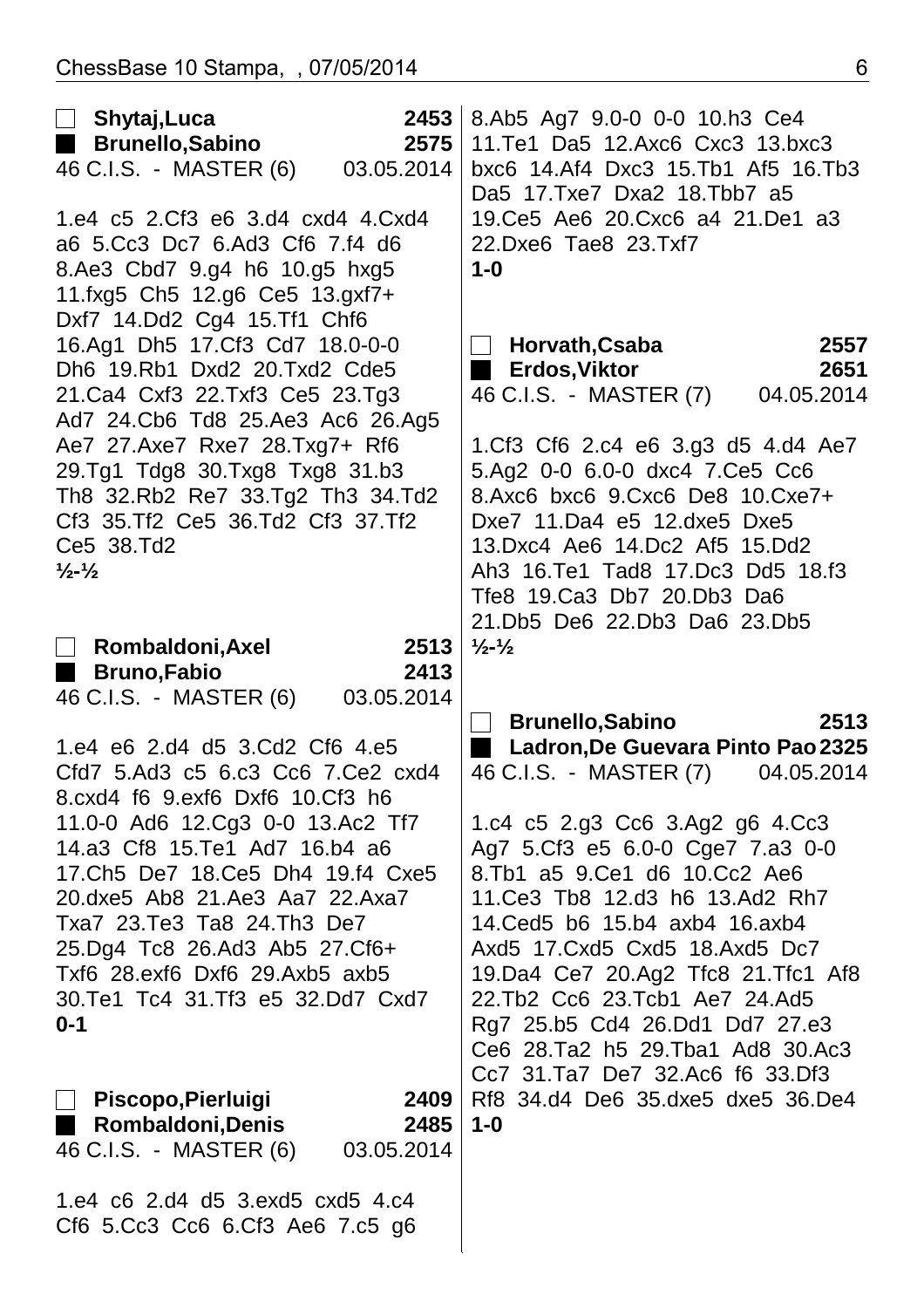**Shytaj,Luca** 2453
**Brunello,Sabino** 2575
46 C.I.S. - MASTER (6) 03.05.2014

1.e4 c5 2.Cf3 e6 3.d4 cxd4 4.Cxd4 a6 5.Cc3 Dc7 6.Ad3 Cf6 7.f4 d6 8.Ae3 Cbd7 9.g4 h6 10.g5 hxg5 11.fxg5 Ch5 12.g6 Ce5 13.gxf7+ Dxf7 14.Dd2 Cg4 15.Tf1 Chf6 16.Ag1 Dh5 17.Cf3 Cd7 18.0-0-0 Dh6 19.Rb1 Dxd2 20.Txd2 Cde5 21.Ca4 Cxf3 22.Txf3 Ce5 23.Tg3 Ad7 24.Cb6 Td8 25.Ae3 Ac6 26.Ag5 Ae7 27.Axe7 Rxe7 28.Txg7+ Rf6 29.Tg1 Tdg8 30.Txg8 Txg8 31.b3 Th8 32.Rb2 Re7 33.Tg2 Th3 34.Td2 Cf3 35.Tf2 Ce5 36.Td2 Cf3 37.Tf2 Ce5 38.Td2
**½-½**

**Rombaldoni,Axel** 2513
**Bruno,Fabio** 2413
46 C.I.S. - MASTER (6) 03.05.2014

1.e4 e6 2.d4 d5 3.Cd2 Cf6 4.e5 Cfd7 5.Ad3 c5 6.c3 Cc6 7.Ce2 cxd4 8.cxd4 f6 9.exf6 Dxf6 10.Cf3 h6 11.0-0 Ad6 12.Cg3 0-0 13.Ac2 Tf7 14.a3 Cf8 15.Te1 Ad7 16.b4 a6 17.Ch5 De7 18.Ce5 Dh4 19.f4 Cxe5 20.dxe5 Ab8 21.Ae3 Aa7 22.Axa7 Txa7 23.Te3 Ta8 24.Th3 De7 25.Dg4 Tc8 26.Ad3 Ab5 27.Cf6+ Txf6 28.exf6 Dxf6 29.Axb5 axb5 30.Te1 Tc4 31.Tf3 e5 32.Dd7 Cxd7
**0-1**

**Piscopo,Pierluigi** 2409
**Rombaldoni,Denis** 2485
46 C.I.S. - MASTER (6) 03.05.2014

1.e4 c6 2.d4 d5 3.exd5 cxd5 4.c4 Cf6 5.Cc3 Cc6 6.Cf3 Ae6 7.c5 g6 8.Ab5 Ag7 9.0-0 0-0 10.h3 Ce4 11.Te1 Da5 12.Axc6 Cxc3 13.bxc3 bxc6 14.Af4 Dxc3 15.Tb1 Af5 16.Tb3 Da5 17.Txe7 Dxa2 18.Tbb7 a5 19.Ce5 Ae6 20.Cxc6 a4 21.De1 a3 22.Dxe6 Tae8 23.Txf7
**1-0**

**Horvath,Csaba** 2557
**Erdos,Viktor** 2651
46 C.I.S. - MASTER (7) 04.05.2014

1.Cf3 Cf6 2.c4 e6 3.g3 d5 4.d4 Ae7 5.Ag2 0-0 6.0-0 dxc4 7.Ce5 Cc6 8.Axc6 bxc6 9.Cxc6 De8 10.Cxe7+ Dxe7 11.Da4 e5 12.dxe5 Dxe5 13.Dxc4 Ae6 14.Dc2 Af5 15.Dd2 Ah3 16.Te1 Tad8 17.Dc3 Dd5 18.f3 Tfe8 19.Ca3 Db7 20.Db3 Da6 21.Db5 De6 22.Db3 Da6 23.Db5
**½-½**

**Brunello,Sabino** 2513
**Ladron,De Guevara Pinto Pao** 2325
46 C.I.S. - MASTER (7) 04.05.2014

1.c4 c5 2.g3 Cc6 3.Ag2 g6 4.Cc3 Ag7 5.Cf3 e5 6.0-0 Cge7 7.a3 0-0 8.Tb1 a5 9.Ce1 d6 10.Cc2 Ae6 11.Ce3 Tb8 12.d3 h6 13.Ad2 Rh7 14.Ced5 b6 15.b4 axb4 16.axb4 Axd5 17.Cxd5 Cxd5 18.Axd5 Dc7 19.Da4 Ce7 20.Ag2 Tfc8 21.Tfc1 Af8 22.Tb2 Cc6 23.Tcb1 Ae7 24.Ad5 Rg7 25.b5 Cd4 26.Dd1 Dd7 27.e3 Ce6 28.Ta2 h5 29.Tba1 Ad8 30.Ac3 Cc7 31.Ta7 De7 32.Ac6 f6 33.Df3 Rf8 34.d4 De6 35.dxe5 dxe5 36.De4
**1-0**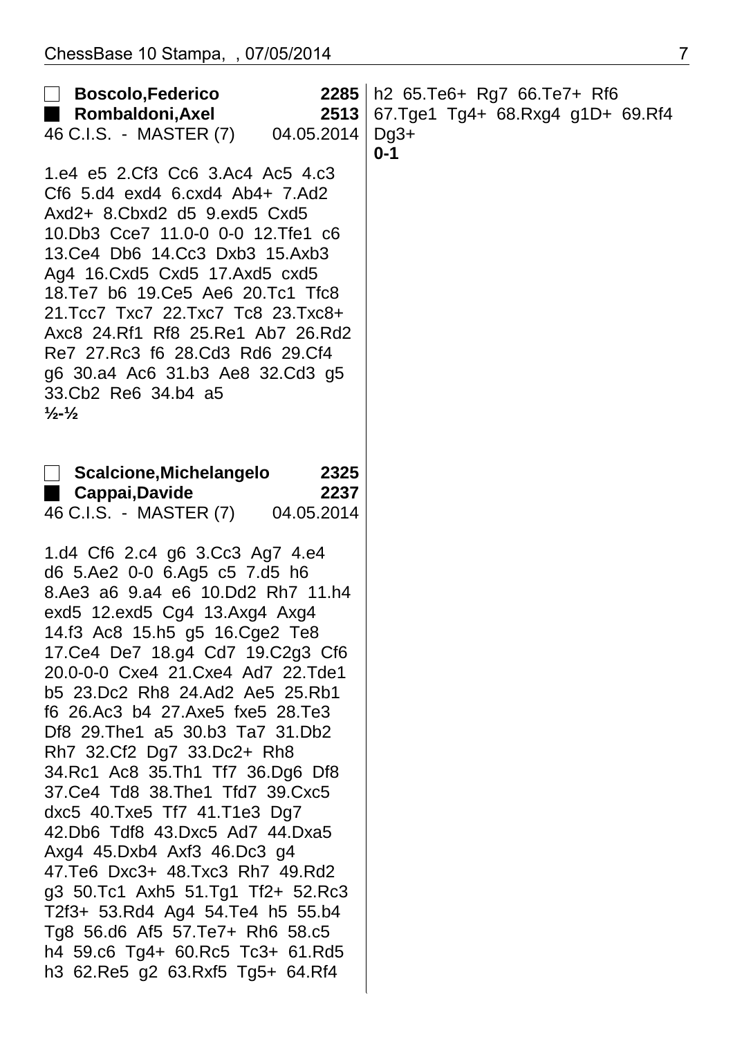**Boscolo,Federico** **2285**
**Rombaldoni,Axel** **2513**
46 C.I.S. - MASTER (7) 04.05.2014

1.e4 e5 2.Cf3 Cc6 3.Ac4 Ac5 4.c3 Cf6 5.d4 exd4 6.cxd4 Ab4+ 7.Ad2 Axd2+ 8.Cbxd2 d5 9.exd5 Cxd5 10.Db3 Cce7 11.0-0 0-0 12.Tfe1 c6 13.Ce4 Db6 14.Cc3 Dxb3 15.Axb3 Ag4 16.Cxd5 Cxd5 17.Axd5 cxd5 18.Te7 b6 19.Ce5 Ae6 20.Tc1 Tfc8 21.Tcc7 Txc7 22.Txc7 Tc8 23.Txc8+ Axc8 24.Rf1 Rf8 25.Re1 Ab7 26.Rd2 Re7 27.Rc3 f6 28.Cd3 Rd6 29.Cf4 g6 30.a4 Ac6 31.b3 Ae8 32.Cd3 g5 33.Cb2 Re6 34.b4 a5
**½-½**

**Scalcione,Michelangelo** **2325**
**Cappai,Davide** **2237**
46 C.I.S. - MASTER (7) 04.05.2014

1.d4 Cf6 2.c4 g6 3.Cc3 Ag7 4.e4 d6 5.Ae2 0-0 6.Ag5 c5 7.d5 h6 8.Ae3 a6 9.a4 e6 10.Dd2 Rh7 11.h4 exd5 12.exd5 Cg4 13.Axg4 Axg4 14.f3 Ac8 15.h5 g5 16.Cge2 Te8 17.Ce4 De7 18.g4 Cd7 19.C2g3 Cf6 20.0-0-0 Cxe4 21.Cxe4 Ad7 22.Tde1 b5 23.Dc2 Rh8 24.Ad2 Ae5 25.Rb1 f6 26.Ac3 b4 27.Axe5 fxe5 28.Te3 Df8 29.The1 a5 30.b3 Ta7 31.Db2 Rh7 32.Cf2 Dg7 33.Dc2+ Rh8 34.Rc1 Ac8 35.Th1 Tf7 36.Dg6 Df8 37.Ce4 Td8 38.The1 Tfd7 39.Cxc5 dxc5 40.Txe5 Tf7 41.T1e3 Dg7 42.Db6 Tdf8 43.Dxc5 Ad7 44.Dxa5 Axg4 45.Dxb4 Axf3 46.Dc3 g4 47.Te6 Dxc3+ 48.Txc3 Rh7 49.Rd2 g3 50.Tc1 Axh5 51.Tg1 Tf2+ 52.Rc3 T2f3+ 53.Rd4 Ag4 54.Te4 h5 55.b4 Tg8 56.d6 Af5 57.Te7+ Rh6 58.c5 h4 59.c6 Tg4+ 60.Rc5 Tc3+ 61.Rd5 h3 62.Re5 g2 63.Rxf5 Tg5+ 64.Rf4 h2 65.Te6+ Rg7 66.Te7+ Rf6 67.Tge1 Tg4+ 68.Rxg4 g1D+ 69.Rf4 Dg3+
**0-1**